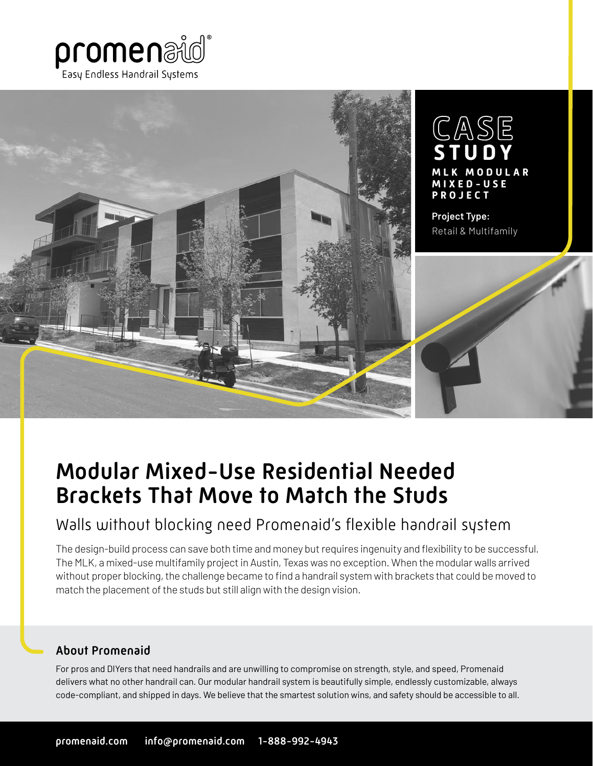promenaid®

Easy Endless Handrail Systems

# CASE STUDY

**MLK MODULAR MIXED-USE PROJECT**

**Project Type:**
Retail & Multifamily

# Modular Mixed-Use Residential Needed Brackets That Move to Match the Studs

## Walls without blocking need Promenaid's flexible handrail system

The design-build process can save both time and money but requires ingenuity and flexibility to be successful. The MLK, a mixed-use multifamily project in Austin, Texas was no exception. When the modular walls arrived without proper blocking, the challenge became to find a handrail system with brackets that could be moved to match the placement of the studs but still align with the design vision.

### About Promenaid

For pros and DIYers that need handrails and are unwilling to compromise on strength, style, and speed, Promenaid delivers what no other handrail can. Our modular handrail system is beautifully simple, endlessly customizable, always code-compliant, and shipped in days. We believe that the smartest solution wins, and safety should be accessible to all.

promenaid.com info@promenaid.com 1-888-992-4943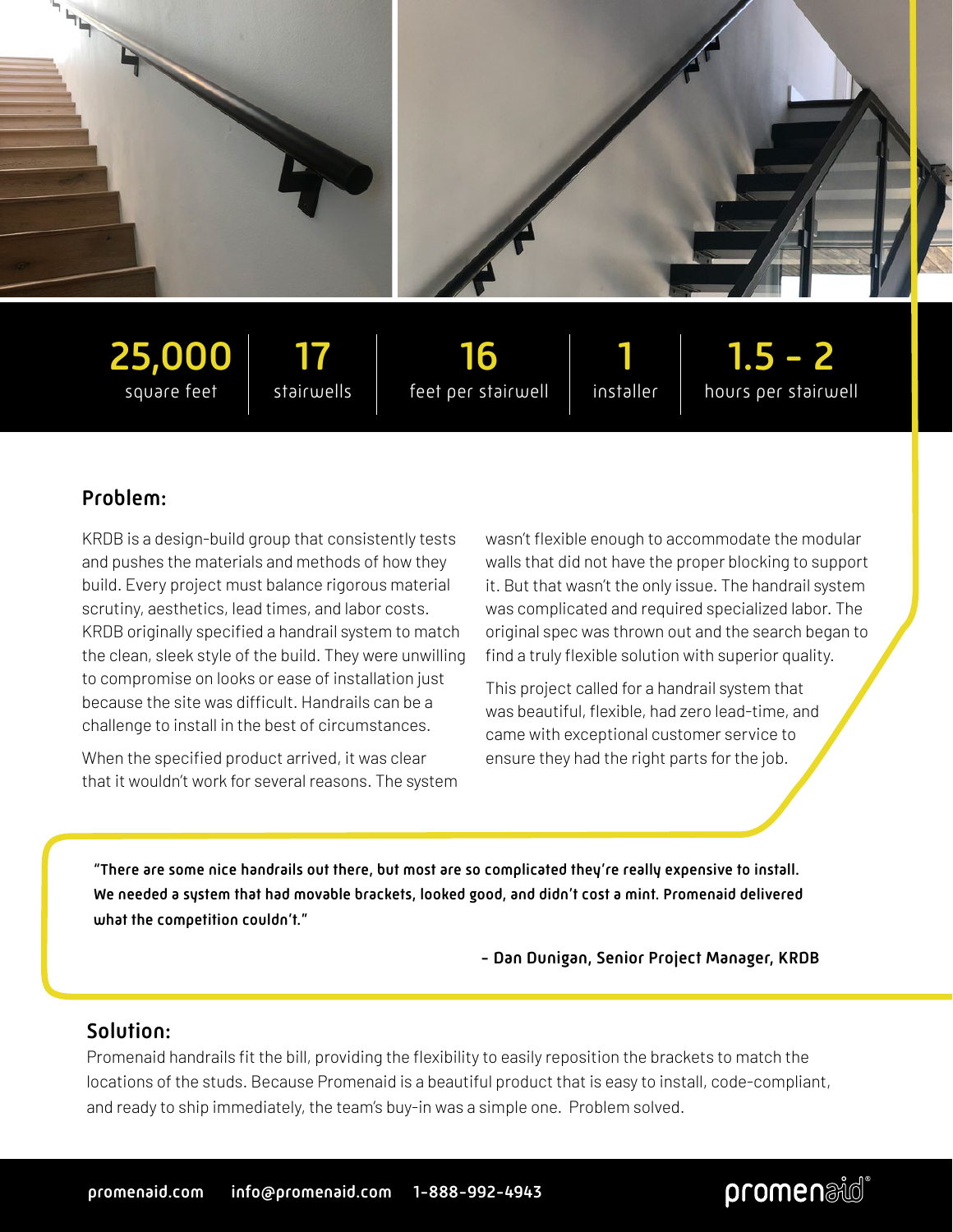**25,000** square feet | **17** stairwells | **16** feet per stairwell | **1** installer | **1.5 - 2** hours per stairwell

## Problem:

KRDB is a design-build group that consistently tests and pushes the materials and methods of how they build. Every project must balance rigorous material scrutiny, aesthetics, lead times, and labor costs. KRDB originally specified a handrail system to match the clean, sleek style of the build. They were unwilling to compromise on looks or ease of installation just because the site was difficult. Handrails can be a challenge to install in the best of circumstances.

When the specified product arrived, it was clear that it wouldn't work for several reasons. The system wasn't flexible enough to accommodate the modular walls that did not have the proper blocking to support it. But that wasn't the only issue. The handrail system was complicated and required specialized labor. The original spec was thrown out and the search began to find a truly flexible solution with superior quality.

This project called for a handrail system that was beautiful, flexible, had zero lead-time, and came with exceptional customer service to ensure they had the right parts for the job.

> **"There are some nice handrails out there, but most are so complicated they're really expensive to install. We needed a system that had movable brackets, looked good, and didn't cost a mint. Promenaid delivered what the competition couldn't."**
>
> **- Dan Dunigan, Senior Project Manager, KRDB**

## Solution:

Promenaid handrails fit the bill, providing the flexibility to easily reposition the brackets to match the locations of the studs. Because Promenaid is a beautiful product that is easy to install, code-compliant, and ready to ship immediately, the team's buy-in was a simple one. Problem solved.

**promenaid.com  info@promenaid.com  1-888-992-4943**

promenaid®